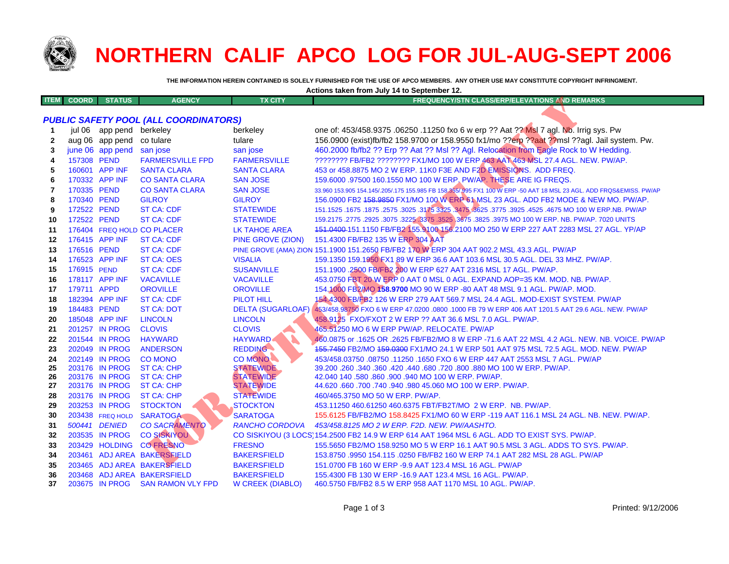# NORTHERN CALIF APCO LOG FOR JUL-AUG-SEPT 2006

**THE INFORMATION HEREIN CONTAINED IS SOLELY FURNISHED FOR THE USE OF APCO MEMBERS. ANY OTHER USE MAY CONSTITUTE COPYRIGHT INFRINGMENT.**

**Actions taken from July 14 to September 12.**

| ITEM | COORD | STATUS | AGENCY | TX CITY | FREQUENCY/STN CLASS/ERP/ELEVATIONS AND REMARKS |
|---|---|---|---|---|---|
| | | | ***PUBLIC SAFETY POOL (ALL COORDINATORS)*** | | |
| 1 | jul 06 | app pend | berkeley | berkeley | one of: 453/458.9375 .06250 .11250 fxo 6 w erp ?? Aat ?? Msl 7 agl. Nb. Irrig sys. Pw |
| 2 | aug 06 | app pend | co tulare | tulare | 156.0900 (exist)fb/fb2 158.9700 or 158.9550 fx1/mo ??erp ??aat ??msl ??agl. Jail system. Pw. |
| 3 | june 06 | app pend | san jose | san jose | 460.2000 fb/fb2 ?? Erp ?? Aat ?? Msl ?? Agl. Relocation from Eagle Rock to W Hedding. |
| 4 | 157308 | PEND | FARMERSVILLE FPD | FARMERSVILLE | ???????? FB/FB2 ???????? FX1/MO 100 W ERP 463 AAT 463 MSL 27.4 AGL. NEW. PW/AP. |
| 5 | 160601 | APP INF | SANTA CLARA | SANTA CLARA | 453 or 458.8875 MO 2 W ERP. 11K0 F3E AND F2D EMISSIONS. ADD FREQ. |
| 6 | 170332 | APP INF | CO SANTA CLARA | SAN JOSE | 159.6000 .97500 160.1550 MO 100 W ERP. PW/AP. THESE ARE IG FREQS. |
| 7 | 170335 | PEND | CO SANTA CLARA | SAN JOSE | 33.960 153.905 154.145/.205/.175 155.985 FB 158.355/.995 FX1 100 W ERP -50 AAT 18 MSL 23 AGL. ADD FRQS&EMISS. PW/AP |
| 8 | 170340 | PEND | GILROY | GILROY | 156.0900 FB2 ~~158.9850~~ FX1/MO 100 W ERP 61 MSL 23 AGL. ADD FB2 MODE & NEW MO. PW/AP. |
| 9 | 172522 | PEND | ST CA: CDF | STATEWIDE | 151.1525 .1675 .1875 .2575 .3025 .3175 3325 .3475 .3625 .3775 .3925 .4525 .4675 MO 100 W ERP.NB. PW/AP |
| 10 | 172522 | PEND | ST CA: CDF | STATEWIDE | 159.2175 .2775 .2925 .3075 .3225 .3375 .3525 .3675 .3825 .3975 MO 100 W ERP. NB. PW/AP. 7020 UNITS |
| 11 | 176404 | FREQ HOLD | CO PLACER | LK TAHOE AREA | ~~151.0400~~ 151.1150 FB/FB2 155.9100 156.2100 MO 250 W ERP 227 AAT 2283 MSL 27 AGL. YP/AP |
| 12 | 176415 | APP INF | ST CA: CDF | PINE GROVE (ZION) | 151.4300 FB/FB2 135 W ERP 304 AAT |
| 13 | 176516 | PEND | ST CA: CDF | PINE GROVE (AMA) ZION | 151.1900 151.2650 FB/FB2 170 W ERP 304 AAT 902.2 MSL 43.3 AGL. PW/AP |
| 14 | 176523 | APP INF | ST CA: OES | VISALIA | 159.1350 159.1950 FX1 89 W ERP 36.6 AAT 103.6 MSL 30.5 AGL. DEL 33 MHZ. PW/AP. |
| 15 | 176915 | PEND | ST CA: CDF | SUSANVILLE | 151.1900 .2500 FB/FB2 200 W ERP 627 AAT 2316 MSL 17 AGL. PW/AP. |
| 16 | 178117 | APP INF | VACAVILLE | VACAVILLE | 453.0750 FBT 20 W ERP 0 AAT 0 MSL 0 AGL. EXPAND AOP=35 KM. MOD. NB. PW/AP. |
| 17 | 179711 | APPD | OROVILLE | OROVILLE | 154.1000 FB2/MO **158.9700** MO 90 W ERP -80 AAT 48 MSL 9.1 AGL. PW/AP. MOD. |
| 18 | 182394 | APP INF | ST CA: CDF | PILOT HILL | 154.4300 FB/FB2 126 W ERP 279 AAT 569.7 MSL 24.4 AGL. MOD-EXIST SYSTEM. PW/AP |
| 19 | 184483 | PEND | ST CA: DOT | DELTA (SUGARLOAF) | 453/458.98750 FXO 6 W ERP 47.0200 .0800 .1000 FB 79 W ERP 406 AAT 1201.5 AAT 29.6 AGL. NEW. PW/AP |
| 20 | 185048 | APP INF | LINCOLN | LINCOLN | 458.9125 FXO/FXOT 2 W ERP ?? AAT 36.6 MSL 7.0 AGL. PW/AP. |
| 21 | 201257 | IN PROG | CLOVIS | CLOVIS | 465.51250 MO 6 W ERP PW/AP. RELOCATE. PW/AP |
| 22 | 201544 | IN PROG | HAYWARD | HAYWARD | 460.0875 or .1625 OR .2625 FB/FB2/MO 8 W ERP -71.6 AAT 22 MSL 4.2 AGL. NEW. NB. VOICE. PW/AP |
| 23 | 202049 | IN PROG | ANDERSON | REDDING | ~~155.7450~~ FB2/MO ~~159.0300~~ FX1/MO 24.1 W ERP 501 AAT 975 MSL 72.5 AGL. MOD. NEW. PW/AP |
| 24 | 202149 | IN PROG | CO MONO | CO MONO | 453/458.03750 .08750 .11250 .1650 FXO 6 W ERP 447 AAT 2553 MSL 7 AGL. PW/AP |
| 25 | 203176 | IN PROG | ST CA: CHP | STATEWIDE | 39.200 .260 .340 .360 .420 .440 .680 .720 .800 .880 MO 100 W ERP. PW/AP. |
| 26 | 203176 | IN PROG | ST CA: CHP | STATEWIDE | 42.040 140 .580 .860 .900 .940 MO 100 W ERP. PW/AP. |
| 27 | 203176 | IN PROG | ST CA: CHP | STATEWIDE | 44.620 .660 .700 .740 .940 .980 45.060 MO 100 W ERP. PW/AP. |
| 28 | 203176 | IN PROG | ST CA: CHP | STATEWIDE | 460/465.3750 MO 50 W ERP. PW/AP. |
| 29 | 203253 | IN PROG | STOCKTON | STOCKTON | 453.11250 460.61250 460.6375 FBT/FB2T/MO 2 W ERP. NB. PW/AP. |
| 30 | 203438 | FREQ HOLD | SARATOGA | SARATOGA | 155.6125 FB/FB2/MO 158.8425 FX1/MO 60 W ERP -119 AAT 116.1 MSL 24 AGL. NB. NEW. PW/AP. |
| 31 | *500441* | *DENIED* | *CO SACRAMENTO* | *RANCHO CORDOVA* | *453/458.8125 MO 2 W ERP. F2D. NEW. PW/AASHTO.* |
| 32 | 203535 | IN PROG | CO SISKIYOU | CO SISKIYOU (3 LOCS) | 154.2500 FB2 14.9 W ERP 614 AAT 1964 MSL 6 AGL. ADD TO EXIST SYS. PW/AP. |
| 33 | 203429 | HOLDING | CO FRESNO | FRESNO | 155.5650 FB2/MO 158.9250 MO 5 W ERP 16.1 AAT 90.5 MSL 3 AGL. ADDS TO SYS. PW/AP. |
| 34 | 203461 | ADJ AREA | BAKERSFIELD | BAKERSFIELD | 153.8750 .9950 154.115 .0250 FB/FB2 160 W ERP 74.1 AAT 282 MSL 28 AGL. PW/AP |
| 35 | 203465 | ADJ AREA | BAKERSFIELD | BAKERSFIELD | 151.0700 FB 160 W ERP -9.9 AAT 123.4 MSL 16 AGL. PW/AP |
| 36 | 203468 | ADJ AREA | BAKERSFIELD | BAKERSFIELD | 155.4300 FB 130 W ERP -16.9 AAT 123.4 MSL 16 AGL. PW/AP. |
| 37 | 203675 | IN PROG | SAN RAMON VLY FPD | W CREEK (DIABLO) | 460.5750 FB/FB2 8.5 W ERP 958 AAT 1170 MSL 10 AGL. PW/AP. |

Printed: 9/12/2006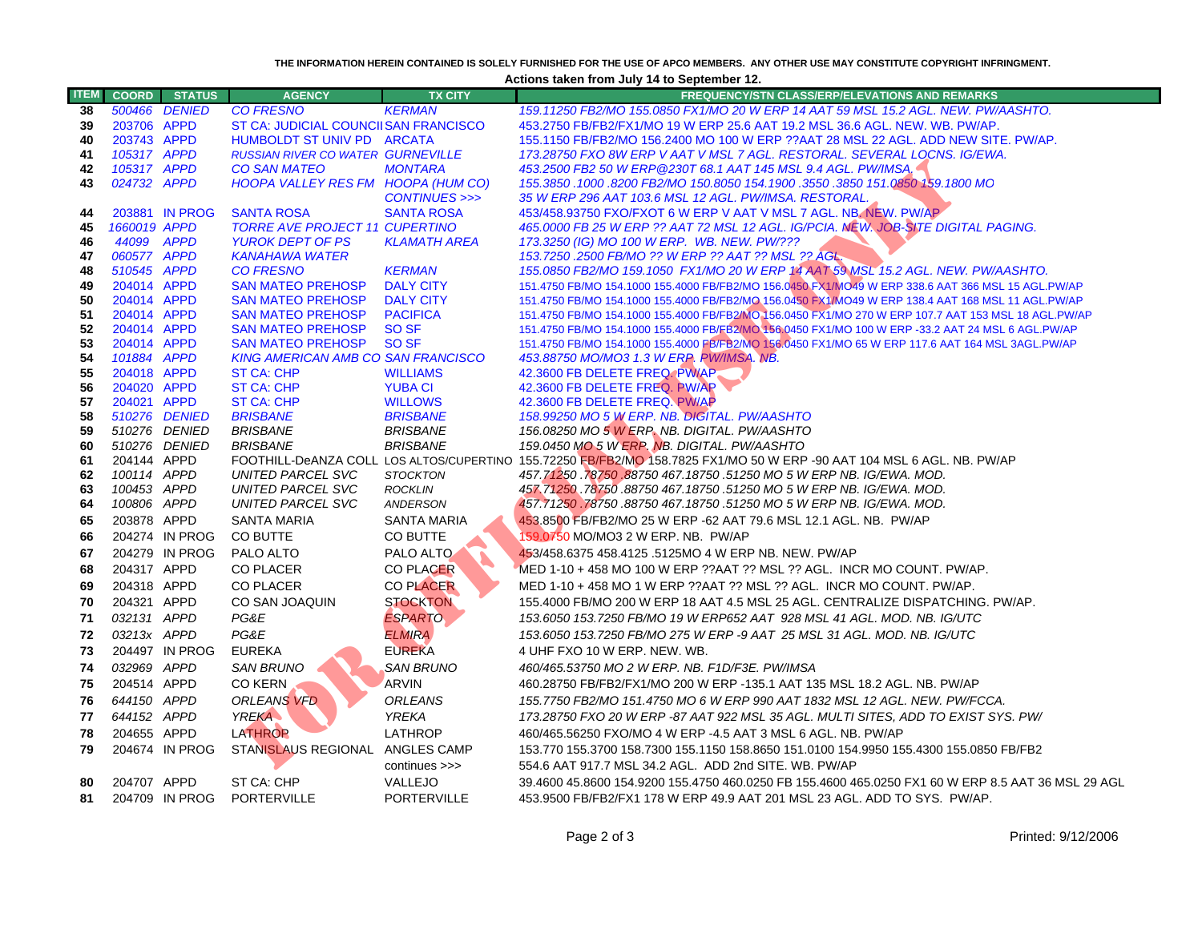THE INFORMATION HEREIN CONTAINED IS SOLELY FURNISHED FOR THE USE OF APCO MEMBERS. ANY OTHER USE MAY CONSTITUTE COPYRIGHT INFRINGMENT.

**Actions taken from July 14 to September 12.**

| ITEM | COORD | STATUS | AGENCY | TX CITY | FREQUENCY/STN CLASS/ERP/ELEVATIONS AND REMARKS |
|---|---|---|---|---|---|
| 38 | 500466 | DENIED | CO FRESNO | KERMAN | 159.11250 FB2/MO 155.0850 FX1/MO 20 W ERP 14 AAT 59 MSL 15.2 AGL. NEW. PW/AASHTO. |
| 39 | 203706 | APPD | ST CA: JUDICIAL COUNCII | SAN FRANCISCO | 453.2750 FB/FB2/FX1/MO 19 W ERP 25.6 AAT 19.2 MSL 36.6 AGL. NEW. WB. PW/AP. |
| 40 | 203743 | APPD | HUMBOLDT ST UNIV PD | ARCATA | 155.1150 FB/FB2/MO 156.2400 MO 100 W ERP ??AAT 28 MSL 22 AGL. ADD NEW SITE. PW/AP. |
| 41 | 105317 | APPD | RUSSIAN RIVER CO WATER | GURNEVILLE | 173.28750 FXO 8W ERP V AAT V MSL 7 AGL. RESTORAL. SEVERAL LOCNS. IG/EWA. |
| 42 | 105317 | APPD | CO SAN MATEO | MONTARA | 453.2500 FB2 50 W ERP@230T 68.1 AAT 145 MSL 9.4 AGL. PW/IMSA. |
| 43 | 024732 | APPD | HOOPA VALLEY RES FM | HOOPA (HUM CO) CONTINUES >>> | 155.3850 .1000 .8200 FB2/MO 150.8050 154.1900 .3550 .3850 151.0850 159.1800 MO 35 W ERP 296 AAT 103.6 MSL 12 AGL. PW/IMSA. RESTORAL. |
| 44 | 203881 | IN PROG | SANTA ROSA | SANTA ROSA | 453/458.93750 FXO/FXOT 6 W ERP V AAT V MSL 7 AGL. NB. NEW. PW/AP |
| 45 | 1660019 | APPD | TORRE AVE PROJECT 11 | CUPERTINO | 465.0000 FB 25 W ERP ?? AAT 72 MSL 12 AGL. IG/PCIA. NEW. JOB-SITE DIGITAL PAGING. |
| 46 | 44099 | APPD | YUROK DEPT OF PS | KLAMATH AREA | 173.3250 (IG) MO 100 W ERP. WB. NEW. PW/??? |
| 47 | 060577 | APPD | KANAHAWA WATER | | 153.7250 .2500 FB/MO ?? W ERP ?? AAT ?? MSL ?? AGL. |
| 48 | 510545 | APPD | CO FRESNO | KERMAN | 155.0850 FB2/MO 159.1050 FX1/MO 20 W ERP 14 AAT 59 MSL 15.2 AGL. NEW. PW/AASHTO. |
| 49 | 204014 | APPD | SAN MATEO PREHOSP | DALY CITY | 151.4750 FB/MO 154.1000 155.4000 FB/FB2/MO 156.0450 FX1/MO49 W ERP 338.6 AAT 366 MSL 15 AGL.PW/AP |
| 50 | 204014 | APPD | SAN MATEO PREHOSP | DALY CITY | 151.4750 FB/MO 154.1000 155.4000 FB/FB2/MO 156.0450 FX1/MO49 W ERP 138.4 AAT 168 MSL 11 AGL.PW/AP |
| 51 | 204014 | APPD | SAN MATEO PREHOSP | PACIFICA | 151.4750 FB/MO 154.1000 155.4000 FB/FB2/MO 156.0450 FX1/MO 270 W ERP 107.7 AAT 153 MSL 18 AGL.PW/AP |
| 52 | 204014 | APPD | SAN MATEO PREHOSP | SO SF | 151.4750 FB/MO 154.1000 155.4000 FB/FB2/MO 156.0450 FX1/MO 100 W ERP -33.2 AAT 24 MSL 6 AGL.PW/AP |
| 53 | 204014 | APPD | SAN MATEO PREHOSP | SO SF | 151.4750 FB/MO 154.1000 155.4000 FB/FB2/MO 156.0450 FX1/MO 65 W ERP 117.6 AAT 164 MSL 3AGL.PW/AP |
| 54 | 101884 | APPD | KING AMERICAN AMB CO | SAN FRANCISCO | 453.88750 MO/MO3 1.3 W ERP. PW/IMSA. NB. |
| 55 | 204018 | APPD | ST CA: CHP | WILLIAMS | 42.3600 FB DELETE FREQ. PW/AP |
| 56 | 204020 | APPD | ST CA: CHP | YUBA CI | 42.3600 FB DELETE FREQ. PW/AP |
| 57 | 204021 | APPD | ST CA: CHP | WILLOWS | 42.3600 FB DELETE FREQ. PW/AP |
| 58 | 510276 | DENIED | BRISBANE | BRISBANE | 158.99250 MO 5 W ERP. NB. DIGITAL. PW/AASHTO |
| 59 | 510276 | DENIED | BRISBANE | BRISBANE | 156.08250 MO 5 W ERP. NB. DIGITAL. PW/AASHTO |
| 60 | 510276 | DENIED | BRISBANE | BRISBANE | 159.0450 MO 5 W ERP. NB. DIGITAL. PW/AASHTO |
| 61 | 204144 | APPD | FOOTHILL-DeANZA COLL | LOS ALTOS/CUPERTINO | 155.72250 FB/FB2/MO 158.7825 FX1/MO 50 W ERP -90 AAT 104 MSL 6 AGL. NB. PW/AP |
| 62 | 100114 | APPD | UNITED PARCEL SVC | STOCKTON | 457.71250 .78750 .88750 467.18750 .51250 MO 5 W ERP NB. IG/EWA. MOD. |
| 63 | 100453 | APPD | UNITED PARCEL SVC | ROCKLIN | 457.71250 .78750 .88750 467.18750 .51250 MO 5 W ERP NB. IG/EWA. MOD. |
| 64 | 100806 | APPD | UNITED PARCEL SVC | ANDERSON | 457.71250 .78750 .88750 467.18750 .51250 MO 5 W ERP NB. IG/EWA. MOD. |
| 65 | 203878 | APPD | SANTA MARIA | SANTA MARIA | 453.8500 FB/FB2/MO 25 W ERP -62 AAT 79.6 MSL 12.1 AGL. NB. PW/AP |
| 66 | 204274 | IN PROG | CO BUTTE | CO BUTTE | 159.0750 MO/MO3 2 W ERP. NB. PW/AP |
| 67 | 204279 | IN PROG | PALO ALTO | PALO ALTO | 453/458.6375 458.4125 .5125MO 4 W ERP NB. NEW. PW/AP |
| 68 | 204317 | APPD | CO PLACER | CO PLACER | MED 1-10 + 458 MO 100 W ERP ??AAT ?? MSL ?? AGL. INCR MO COUNT. PW/AP. |
| 69 | 204318 | APPD | CO PLACER | CO PLACER | MED 1-10 + 458 MO 1 W ERP ??AAT ?? MSL ?? AGL. INCR MO COUNT. PW/AP. |
| 70 | 204321 | APPD | CO SAN JOAQUIN | STOCKTON | 155.4000 FB/MO 200 W ERP 18 AAT 4.5 MSL 25 AGL. CENTRALIZE DISPATCHING. PW/AP. |
| 71 | 032131 | APPD | PG&E | ESPARTO | 153.6050 153.7250 FB/MO 19 W ERP652 AAT 928 MSL 41 AGL. MOD. NB. IG/UTC |
| 72 | 03213x | APPD | PG&E | ELMIRA | 153.6050 153.7250 FB/MO 275 W ERP -9 AAT 25 MSL 31 AGL. MOD. NB. IG/UTC |
| 73 | 204497 | IN PROG | EUREKA | EUREKA | 4 UHF FXO 10 W ERP. NEW. WB. |
| 74 | 032969 | APPD | SAN BRUNO | SAN BRUNO | 460/465.53750 MO 2 W ERP. NB. F1D/F3E. PW/IMSA |
| 75 | 204514 | APPD | CO KERN | ARVIN | 460.28750 FB/FB2/FX1/MO 200 W ERP -135.1 AAT 135 MSL 18.2 AGL. NB. PW/AP |
| 76 | 644150 | APPD | ORLEANS VFD | ORLEANS | 155.7750 FB2/MO 151.4750 MO 6 W ERP 990 AAT 1832 MSL 12 AGL. NEW. PW/FCCA. |
| 77 | 644152 | APPD | YREKA | YREKA | 173.28750 FXO 20 W ERP -87 AAT 922 MSL 35 AGL. MULTI SITES, ADD TO EXIST SYS. PW/ |
| 78 | 204655 | APPD | LATHROP | LATHROP | 460/465.56250 FXO/MO 4 W ERP -4.5 AAT 3 MSL 6 AGL. NB. PW/AP |
| 79 | 204674 | IN PROG | STANISLAUS REGIONAL | ANGLES CAMP continues >>> | 153.770 155.3700 158.7300 155.1150 158.8650 151.0100 154.9950 155.4300 155.0850 FB/FB2 554.6 AAT 917.7 MSL 34.2 AGL. ADD 2nd SITE. WB. PW/AP |
| 80 | 204707 | APPD | ST CA: CHP | VALLEJO | 39.4600 45.8600 154.9200 155.4750 460.0250 FB 155.4600 465.0250 FX1 60 W ERP 8.5 AAT 36 MSL 29 AGL |
| 81 | 204709 | IN PROG | PORTERVILLE | PORTERVILLE | 453.9500 FB/FB2/FX1 178 W ERP 49.9 AAT 201 MSL 23 AGL. ADD TO SYS. PW/AP. |

Printed: 9/12/2006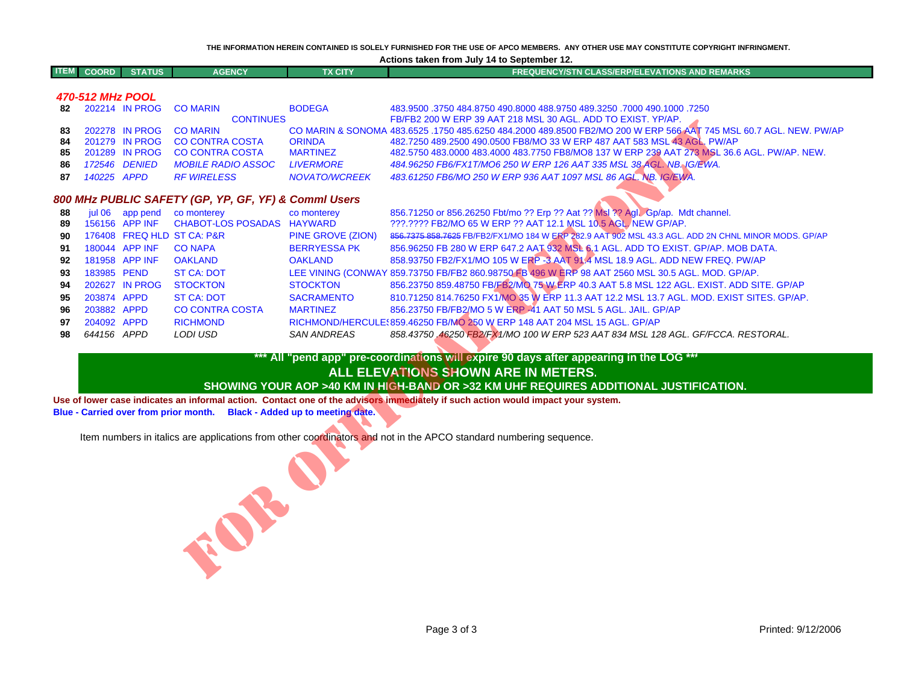THE INFORMATION HEREIN CONTAINED IS SOLELY FURNISHED FOR THE USE OF APCO MEMBERS. ANY OTHER USE MAY CONSTITUTE COPYRIGHT INFRINGMENT.

Actions taken from July 14 to September 12.

| ITEM | COORD | STATUS | AGENCY | TX CITY | FREQUENCY/STN CLASS/ERP/ELEVATIONS AND REMARKS |
|---|---|---|---|---|---|
| | | | ***470-512 MHz POOL*** | | |
| 82 | 202214 | IN PROG | CO MARIN | BODEGA | 483.9500 .3750 484.8750 490.8000 488.9750 489.3250 .7000 490.1000 .7250 |
| | | | CONTINUES | | FB/FB2 200 W ERP 39 AAT 218 MSL 30 AGL. ADD TO EXIST. YP/AP. |
| 83 | 202278 | IN PROG | CO MARIN | CO MARIN & SONOMA | 483.6525 .1750 485.6250 484.2000 489.8500 FB2/MO 200 W ERP 566 AAT 745 MSL 60.7 AGL. NEW. PW/AP |
| 84 | 201279 | IN PROG | CO CONTRA COSTA | ORINDA | 482.7250 489.2500 490.0500 FB8/MO 33 W ERP 487 AAT 583 MSL 43 AGL. PW/AP |
| 85 | 201289 | IN PROG | CO CONTRA COSTA | MARTINEZ | 482.5750 483.0000 483.4000 483.7750 FB8/MO8 137 W ERP 239 AAT 273 MSL 36.6 AGL. PW/AP. NEW. |
| *86* | *172546* | *DENIED* | *MOBILE RADIO ASSOC* | *LIVERMORE* | *484.96250 FB6/FX1T/MO6 250 W ERP 126 AAT 335 MSL 38 AGL. NB. IG/EWA.* |
| *87* | *140225* | *APPD* | *RF WIRELESS* | *NOVATO/WCREEK* | *483.61250 FB6/MO 250 W ERP 936 AAT 1097 MSL 86 AGL. NB. IG/EWA.* |
| | | | ***800 MHz PUBLIC SAFETY (GP, YP, GF, YF) & Comml Users*** | | |
| 88 | jul 06 | app pend | co monterey | co monterey | 856.71250 or 856.26250 Fbt/mo ?? Erp ?? Aat ?? Msl ?? Agl. Gp/ap. Mdt channel. |
| 89 | 156156 | APP INF | CHABOT-LOS POSADAS | HAYWARD | ???.???? FB2/MO 65 W ERP ?? AAT 12.1 MSL 10.5 AGL. NEW GP/AP. |
| 90 | 176408 | FREQ HLD | ST CA: P&R | PINE GROVE (ZION) | ~~856.7375 858.7625~~ FB/FB2/FX1/MO 184 W ERP 282.9 AAT 902 MSL 43.3 AGL. ADD 2N CHNL MINOR MODS. GP/AP |
| 91 | 180044 | APP INF | CO NAPA | BERRYESSA PK | 856.96250 FB 280 W ERP 647.2 AAT 932 MSL 6.1 AGL. ADD TO EXIST. GP/AP. MOB DATA. |
| 92 | 181958 | APP INF | OAKLAND | OAKLAND | 858.93750 FB2/FX1/MO 105 W ERP -3 AAT 91.4 MSL 18.9 AGL. ADD NEW FREQ. PW/AP |
| 93 | 183985 | PEND | ST CA: DOT | LEE VINING (CONWAY | 859.73750 FB/FB2 860.98750 FB 496 W ERP 98 AAT 2560 MSL 30.5 AGL. MOD. GP/AP. |
| 94 | 202627 | IN PROG | STOCKTON | STOCKTON | 856.23750 859.48750 FB/FB2/MO 75 W ERP 40.3 AAT 5.8 MSL 122 AGL. EXIST. ADD SITE. GP/AP |
| 95 | 203874 | APPD | ST CA: DOT | SACRAMENTO | 810.71250 814.76250 FX1/MO 35 W ERP 11.3 AAT 12.2 MSL 13.7 AGL. MOD. EXIST SITES. GP/AP. |
| 96 | 203882 | APPD | CO CONTRA COSTA | MARTINEZ | 856.23750 FB/FB2/MO 5 W ERP -41 AAT 50 MSL 5 AGL. JAIL. GP/AP |
| 97 | 204092 | APPD | RICHMOND | RICHMOND/HERCULES | 859.46250 FB/MO 250 W ERP 148 AAT 204 MSL 15 AGL. GP/AP |
| 98 | *644156* | *APPD* | *LODI USD* | *SAN ANDREAS* | *858.43750 .46250 FB2/FX1/MO 100 W ERP 523 AAT 834 MSL 128 AGL. GF/FCCA. RESTORAL.* |

**\*\*\* All "pend app" pre-coordinations will expire 90 days after appearing in the LOG \*\*\***

**ALL ELEVATIONS SHOWN ARE IN METERS.**

**SHOWING YOUR AOP >40 KM IN HIGH-BAND OR >32 KM UHF REQUIRES ADDITIONAL JUSTIFICATION.**

**Use of lower case indicates an informal action. Contact one of the advisors immediately if such action would impact your system.**

**Blue - Carried over from prior month. Black - Added up to meeting date.**

Item numbers in italics are applications from other coordinators and not in the APCO standard numbering sequence.

Printed: 9/12/2006